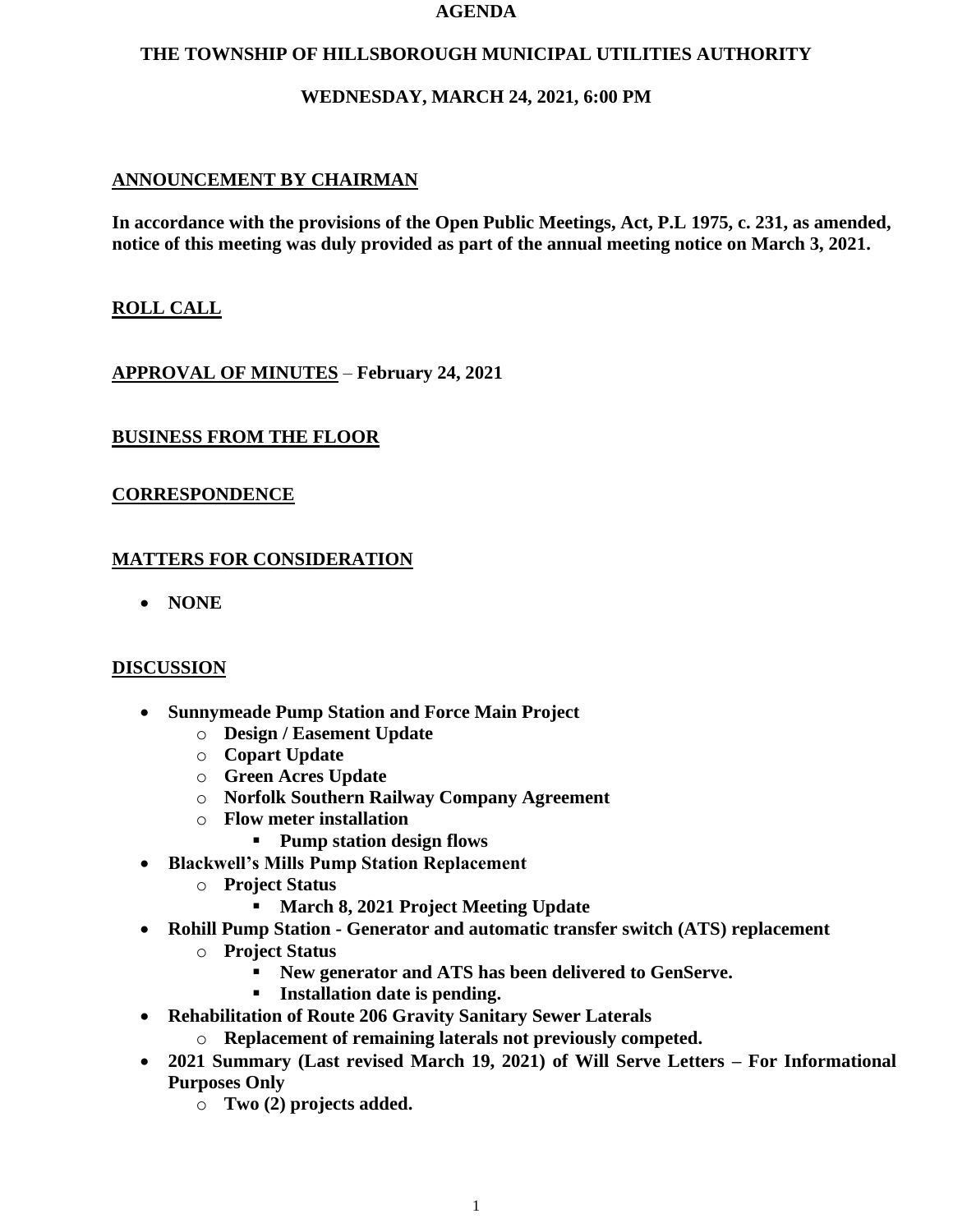# AGENDA

## THE TOWNSHIP OF HILLSBOROUGH MUNICIPAL UTILITIES AUTHORITY

### WEDNESDAY, MARCH 24, 2021, 6:00 PM

**ANNOUNCEMENT BY CHAIRMAN**

**In accordance with the provisions of the Open Public Meetings, Act, P.L 1975, c. 231, as amended, notice of this meeting was duly provided as part of the annual meeting notice on March 3, 2021.**

**ROLL CALL**

**APPROVAL OF MINUTES** – **February 24, 2021**

**BUSINESS FROM THE FLOOR**

**CORRESPONDENCE**

**MATTERS FOR CONSIDERATION**

- **NONE**

**DISCUSSION**

- **Sunnymeade Pump Station and Force Main Project**
  - **Design / Easement Update**
  - **Copart Update**
  - **Green Acres Update**
  - **Norfolk Southern Railway Company Agreement**
  - **Flow meter installation**
    - **Pump station design flows**
- **Blackwell's Mills Pump Station Replacement**
  - **Project Status**
    - **March 8, 2021 Project Meeting Update**
- **Rohill Pump Station - Generator and automatic transfer switch (ATS) replacement**
  - **Project Status**
    - **New generator and ATS has been delivered to GenServe.**
    - **Installation date is pending.**
- **Rehabilitation of Route 206 Gravity Sanitary Sewer Laterals**
  - **Replacement of remaining laterals not previously competed.**
- **2021 Summary (Last revised March 19, 2021) of Will Serve Letters – For Informational Purposes Only**
  - **Two (2) projects added.**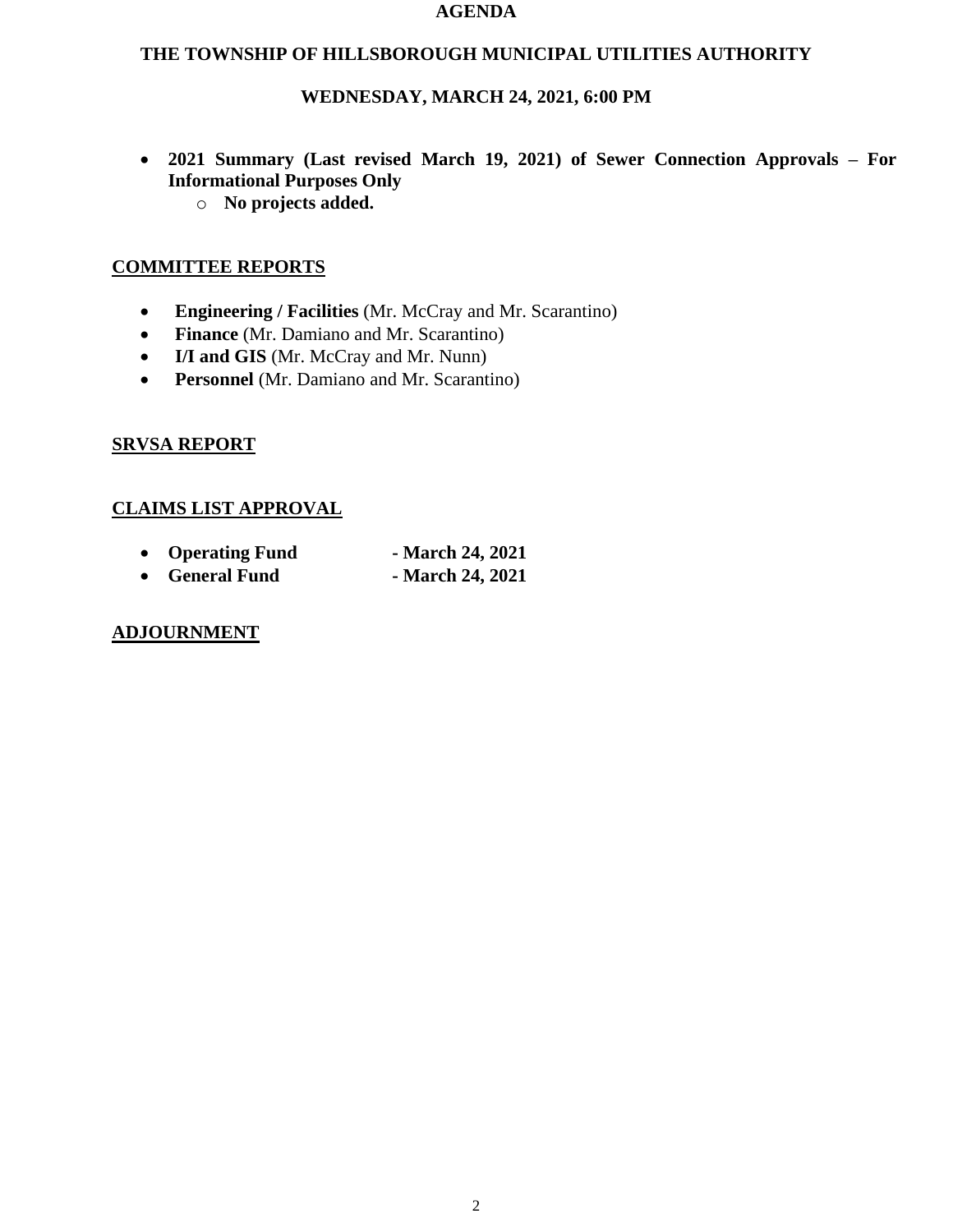**AGENDA**

**THE TOWNSHIP OF HILLSBOROUGH MUNICIPAL UTILITIES AUTHORITY**

**WEDNESDAY, MARCH 24, 2021, 6:00 PM**

- **2021 Summary (Last revised March 19, 2021) of Sewer Connection Approvals – For Informational Purposes Only**
  - **No projects added.**

## COMMITTEE REPORTS

- **Engineering / Facilities** (Mr. McCray and Mr. Scarantino)
- **Finance** (Mr. Damiano and Mr. Scarantino)
- **I/I and GIS** (Mr. McCray and Mr. Nunn)
- **Personnel** (Mr. Damiano and Mr. Scarantino)

## SRVSA REPORT

## CLAIMS LIST APPROVAL

- **Operating Fund - March 24, 2021**
- **General Fund - March 24, 2021**

## ADJOURNMENT